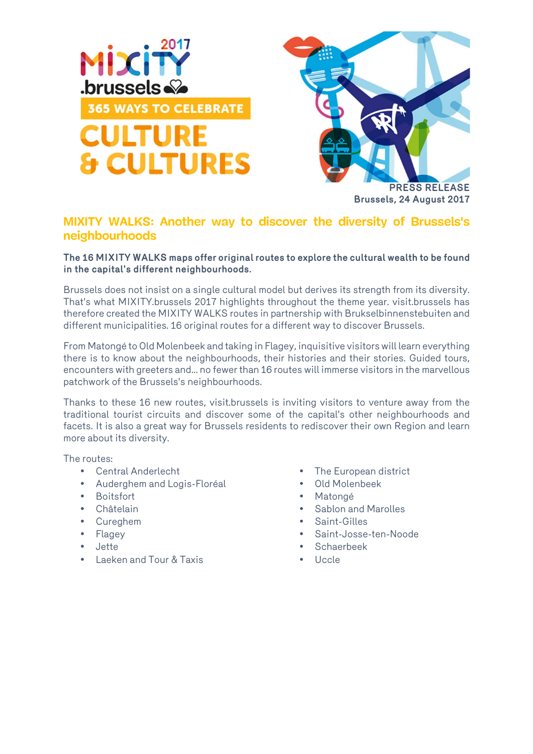PRESS RELEASE
Brussels, 24 August 2017

# MIXITY WALKS: Another way to discover the diversity of Brussels's neighbourhoods

**The 16 MIXITY WALKS maps offer original routes to explore the cultural wealth to be found in the capital's different neighbourhoods.**

Brussels does not insist on a single cultural model but derives its strength from its diversity. That's what MIXITY.brussels 2017 highlights throughout the theme year. visit.brussels has therefore created the MIXITY WALKS routes in partnership with Brukselbinnenstebuiten and different municipalities. 16 original routes for a different way to discover Brussels.

From Matongé to Old Molenbeek and taking in Flagey, inquisitive visitors will learn everything there is to know about the neighbourhoods, their histories and their stories. Guided tours, encounters with greeters and... no fewer than 16 routes will immerse visitors in the marvellous patchwork of the Brussels's neighbourhoods.

Thanks to these 16 new routes, visit.brussels is inviting visitors to venture away from the traditional tourist circuits and discover some of the capital's other neighbourhoods and facets. It is also a great way for Brussels residents to rediscover their own Region and learn more about its diversity.

The routes:

- Central Anderlecht
- Auderghem and Logis-Floréal
- Boitsfort
- Châtelain
- Cureghem
- Flagey
- Jette
- Laeken and Tour & Taxis
- The European district
- Old Molenbeek
- Matongé
- Sablon and Marolles
- Saint-Gilles
- Saint-Josse-ten-Noode
- Schaerbeek
- Uccle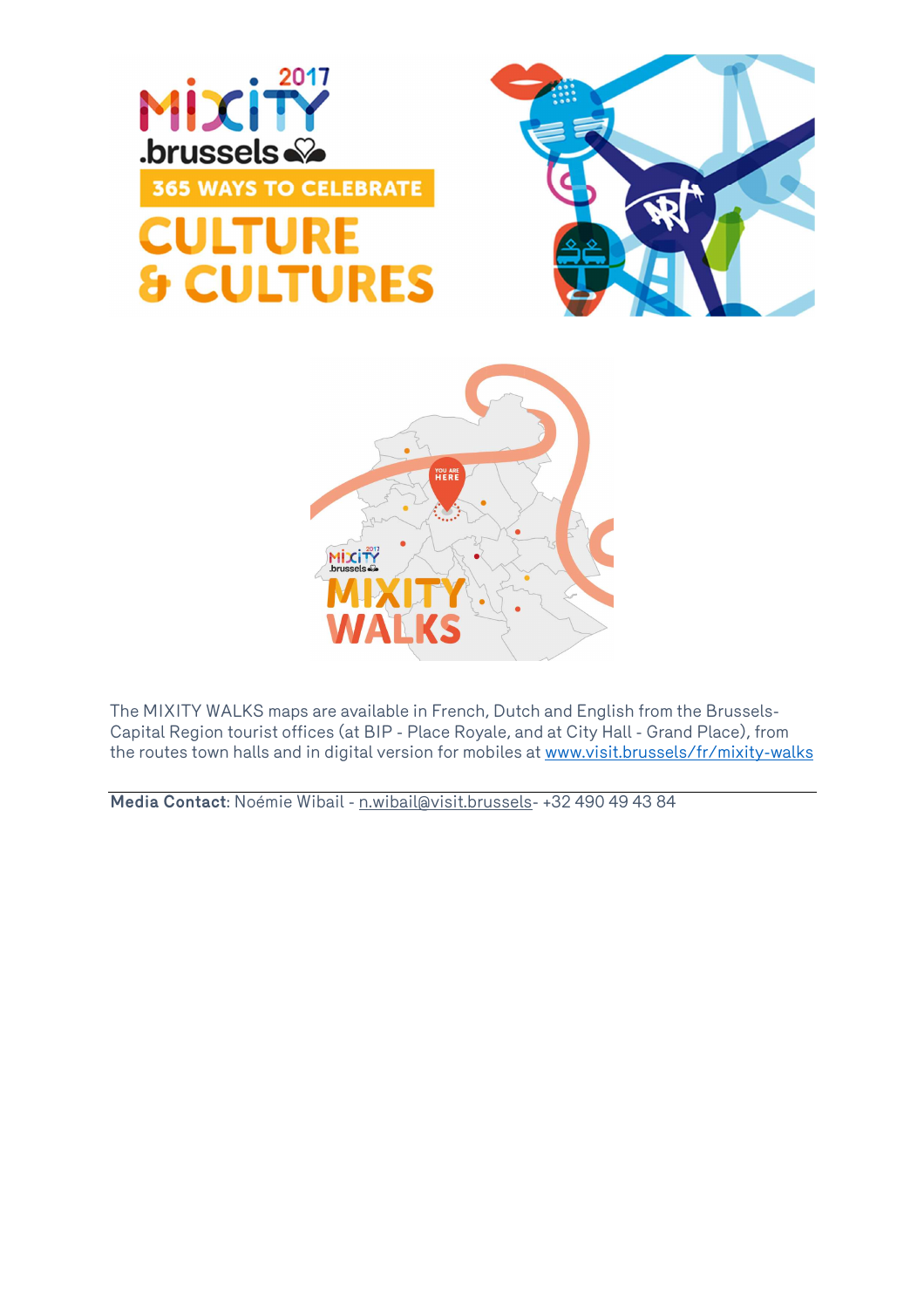The MIXITY WALKS maps are available in French, Dutch and English from the Brussels-Capital Region tourist offices (at BIP - Place Royale, and at City Hall - Grand Place), from the routes town halls and in digital version for mobiles at www.visit.brussels/fr/mixity-walks

---

**Media Contact**: Noémie Wibail - n.wibail@visit.brussels- +32 490 49 43 84